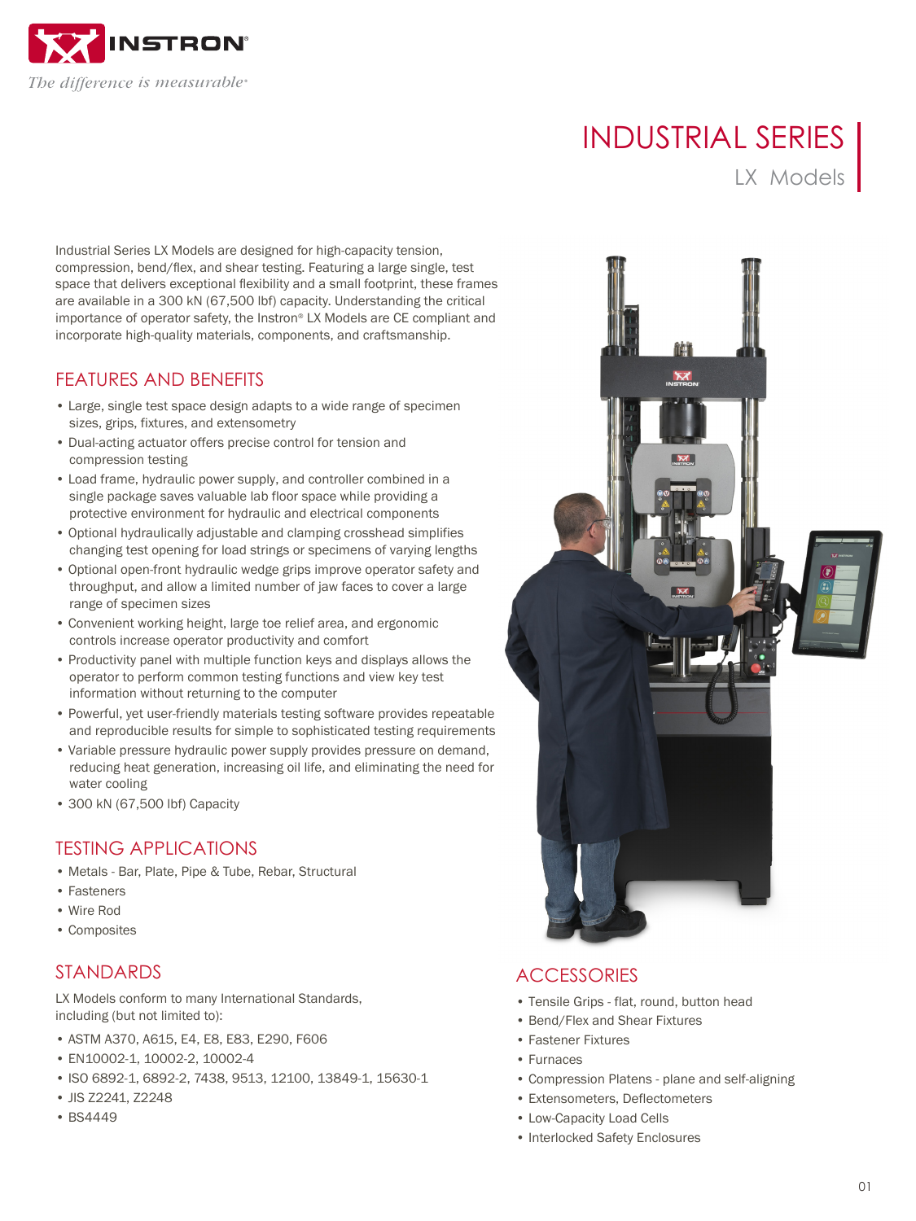INSTRON

*The difference is measurable®*

# INDUSTRIAL SERIES

## LX Models

Industrial Series LX Models are designed for high-capacity tension, compression, bend/flex, and shear testing. Featuring a large single, test space that delivers exceptional flexibility and a small footprint, these frames are available in a 300 kN (67,500 lbf) capacity. Understanding the critical importance of operator safety, the Instron® LX Models are CE compliant and incorporate high-quality materials, components, and craftsmanship.

## FEATURES AND BENEFITS

- Large, single test space design adapts to a wide range of specimen sizes, grips, fixtures, and extensometry
- Dual-acting actuator offers precise control for tension and compression testing
- Load frame, hydraulic power supply, and controller combined in a single package saves valuable lab floor space while providing a protective environment for hydraulic and electrical components
- Optional hydraulically adjustable and clamping crosshead simplifies changing test opening for load strings or specimens of varying lengths
- Optional open-front hydraulic wedge grips improve operator safety and throughput, and allow a limited number of jaw faces to cover a large range of specimen sizes
- Convenient working height, large toe relief area, and ergonomic controls increase operator productivity and comfort
- Productivity panel with multiple function keys and displays allows the operator to perform common testing functions and view key test information without returning to the computer
- Powerful, yet user-friendly materials testing software provides repeatable and reproducible results for simple to sophisticated testing requirements
- Variable pressure hydraulic power supply provides pressure on demand, reducing heat generation, increasing oil life, and eliminating the need for water cooling
- 300 kN (67,500 lbf) Capacity

## TESTING APPLICATIONS

- Metals - Bar, Plate, Pipe & Tube, Rebar, Structural
- Fasteners
- Wire Rod
- Composites

## STANDARDS

LX Models conform to many International Standards, including (but not limited to):

- ASTM A370, A615, E4, E8, E83, E290, F606
- EN10002-1, 10002-2, 10002-4
- ISO 6892-1, 6892-2, 7438, 9513, 12100, 13849-1, 15630-1
- JIS Z2241, Z2248
- BS4449

## ACCESSORIES

- Tensile Grips - flat, round, button head
- Bend/Flex and Shear Fixtures
- Fastener Fixtures
- Furnaces
- Compression Platens - plane and self-aligning
- Extensometers, Deflectometers
- Low-Capacity Load Cells
- Interlocked Safety Enclosures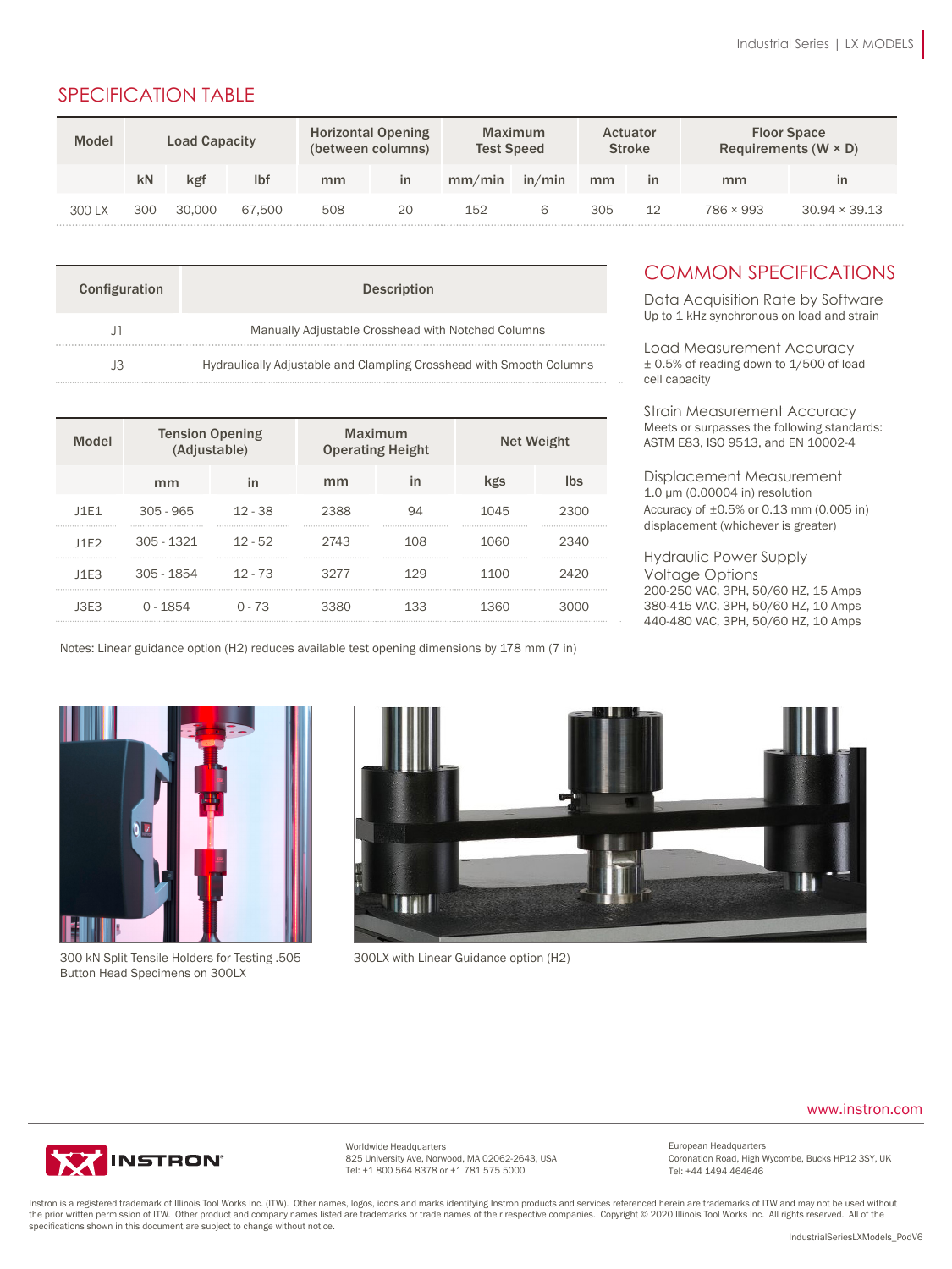## SPECIFICATION TABLE

| Model | Load Capacity | | | Horizontal Opening (between columns) | | Maximum Test Speed | | Actuator Stroke | | Floor Space Requirements (W × D) | |
|---|---|---|---|---|---|---|---|---|---|---|---|
| | kN | kgf | lbf | mm | in | mm/min | in/min | mm | in | mm | in |
| 300 LX | 300 | 30,000 | 67,500 | 508 | 20 | 152 | 6 | 305 | 12 | 786 × 993 | 30.94 × 39.13 |

| Configuration | Description |
|---|---|
| J1 | Manually Adjustable Crosshead with Notched Columns |
| J3 | Hydraulically Adjustable and Clampling Crosshead with Smooth Columns |

| Model | Tension Opening (Adjustable) | | Maximum Operating Height | | Net Weight | |
|---|---|---|---|---|---|---|
| | mm | in | mm | in | kgs | lbs |
| J1E1 | 305 - 965 | 12 - 38 | 2388 | 94 | 1045 | 2300 |
| J1E2 | 305 - 1321 | 12 - 52 | 2743 | 108 | 1060 | 2340 |
| J1E3 | 305 - 1854 | 12 - 73 | 3277 | 129 | 1100 | 2420 |
| J3E3 | 0 - 1854 | 0 - 73 | 3380 | 133 | 1360 | 3000 |

Notes: Linear guidance option (H2) reduces available test opening dimensions by 178 mm (7 in)

## COMMON SPECIFICATIONS

### Data Acquisition Rate by Software
Up to 1 kHz synchronous on load and strain

### Load Measurement Accuracy
± 0.5% of reading down to 1/500 of load cell capacity

### Strain Measurement Accuracy
Meets or surpasses the following standards: ASTM E83, ISO 9513, and EN 10002-4

### Displacement Measurement
1.0 µm (0.00004 in) resolution
Accuracy of ±0.5% or 0.13 mm (0.005 in) displacement (whichever is greater)

### Hydraulic Power Supply Voltage Options
200-250 VAC, 3PH, 50/60 HZ, 15 Amps
380-415 VAC, 3PH, 50/60 HZ, 10 Amps
440-480 VAC, 3PH, 50/60 HZ, 10 Amps

300 kN Split Tensile Holders for Testing .505 Button Head Specimens on 300LX

300LX with Linear Guidance option (H2)

www.instron.com

Worldwide Headquarters
825 University Ave, Norwood, MA 02062-2643, USA
Tel: +1 800 564 8378 or +1 781 575 5000

European Headquarters
Coronation Road, High Wycombe, Bucks HP12 3SY, UK
Tel: +44 1494 464646

Instron is a registered trademark of Illinois Tool Works Inc. (ITW). Other names, logos, icons and marks identifying Instron products and services referenced herein are trademarks of ITW and may not be used without the prior written permission of ITW. Other product and company names listed are trademarks or trade names of their respective companies. Copyright © 2020 Illinois Tool Works Inc. All rights reserved. All of the specifications shown in this document are subject to change without notice.

IndustrialSeriesLXModels_PodV6